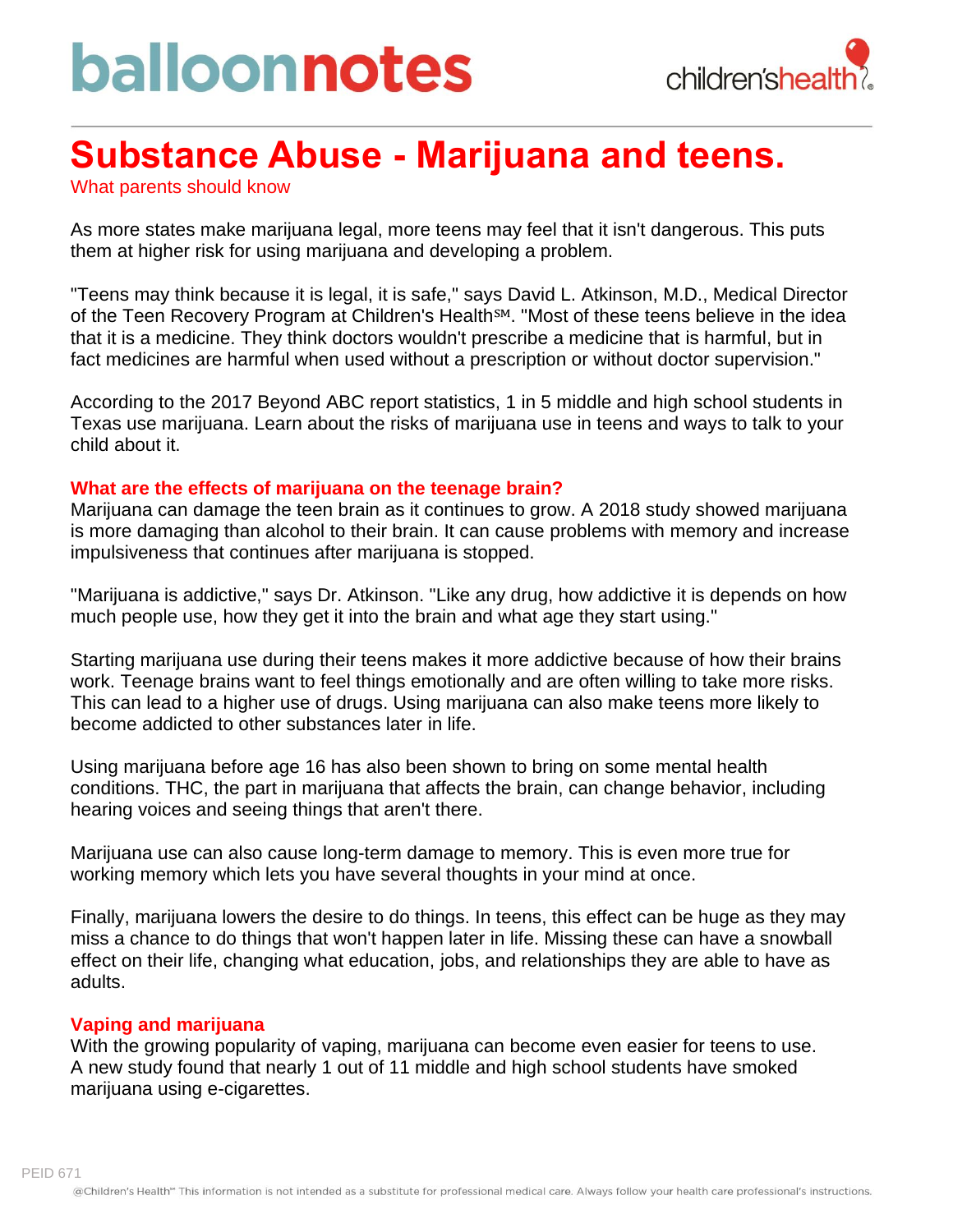# balloonnotes

children'shealth

# Substance Abuse - Marijuana and teens.

What parents should know

As more states make marijuana legal, more teens may feel that it isn't dangerous. This puts them at higher risk for using marijuana and developing a problem.

"Teens may think because it is legal, it is safe," says David L. Atkinson, M.D., Medical Director of the Teen Recovery Program at Children's Health℠. "Most of these teens believe in the idea that it is a medicine. They think doctors wouldn't prescribe a medicine that is harmful, but in fact medicines are harmful when used without a prescription or without doctor supervision."

According to the 2017 Beyond ABC report statistics, 1 in 5 middle and high school students in Texas use marijuana. Learn about the risks of marijuana use in teens and ways to talk to your child about it.

## What are the effects of marijuana on the teenage brain?

Marijuana can damage the teen brain as it continues to grow. A 2018 study showed marijuana is more damaging than alcohol to their brain. It can cause problems with memory and increase impulsiveness that continues after marijuana is stopped.

"Marijuana is addictive," says Dr. Atkinson. "Like any drug, how addictive it is depends on how much people use, how they get it into the brain and what age they start using."

Starting marijuana use during their teens makes it more addictive because of how their brains work. Teenage brains want to feel things emotionally and are often willing to take more risks. This can lead to a higher use of drugs. Using marijuana can also make teens more likely to become addicted to other substances later in life.

Using marijuana before age 16 has also been shown to bring on some mental health conditions. THC, the part in marijuana that affects the brain, can change behavior, including hearing voices and seeing things that aren't there.

Marijuana use can also cause long-term damage to memory. This is even more true for working memory which lets you have several thoughts in your mind at once.

Finally, marijuana lowers the desire to do things. In teens, this effect can be huge as they may miss a chance to do things that won't happen later in life. Missing these can have a snowball effect on their life, changing what education, jobs, and relationships they are able to have as adults.

## Vaping and marijuana

With the growing popularity of vaping, marijuana can become even easier for teens to use. A new study found that nearly 1 out of 11 middle and high school students have smoked marijuana using e-cigarettes.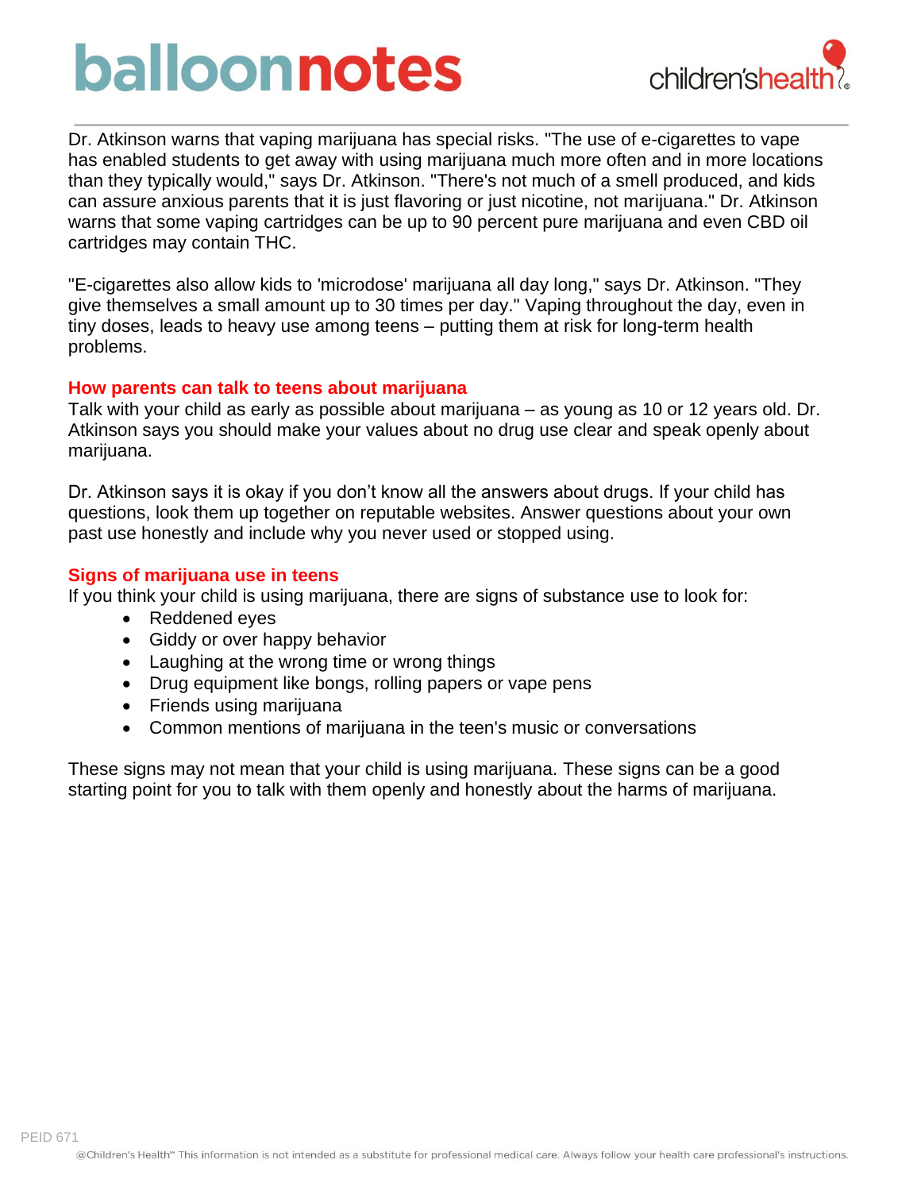Dr. Atkinson warns that vaping marijuana has special risks. "The use of e-cigarettes to vape has enabled students to get away with using marijuana much more often and in more locations than they typically would," says Dr. Atkinson. "There's not much of a smell produced, and kids can assure anxious parents that it is just flavoring or just nicotine, not marijuana." Dr. Atkinson warns that some vaping cartridges can be up to 90 percent pure marijuana and even CBD oil cartridges may contain THC.

"E-cigarettes also allow kids to 'microdose' marijuana all day long," says Dr. Atkinson. "They give themselves a small amount up to 30 times per day." Vaping throughout the day, even in tiny doses, leads to heavy use among teens – putting them at risk for long-term health problems.

## How parents can talk to teens about marijuana

Talk with your child as early as possible about marijuana – as young as 10 or 12 years old. Dr. Atkinson says you should make your values about no drug use clear and speak openly about marijuana.

Dr. Atkinson says it is okay if you don't know all the answers about drugs. If your child has questions, look them up together on reputable websites. Answer questions about your own past use honestly and include why you never used or stopped using.

## Signs of marijuana use in teens

If you think your child is using marijuana, there are signs of substance use to look for:

- Reddened eyes
- Giddy or over happy behavior
- Laughing at the wrong time or wrong things
- Drug equipment like bongs, rolling papers or vape pens
- Friends using marijuana
- Common mentions of marijuana in the teen's music or conversations

These signs may not mean that your child is using marijuana. These signs can be a good starting point for you to talk with them openly and honestly about the harms of marijuana.